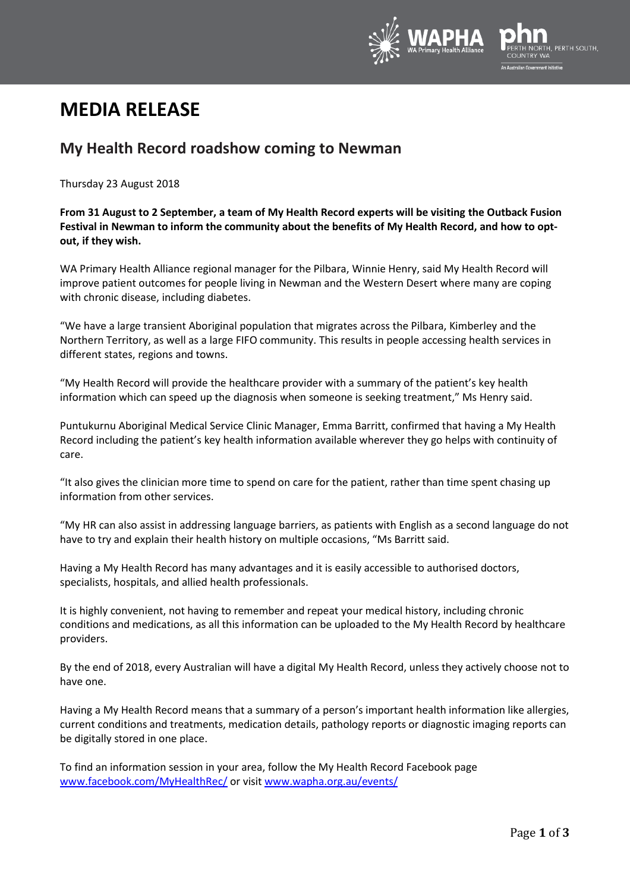# MEDIA RELEASE

## My Health Record roadshow coming to Newman

Thursday 23 August 2018

**From 31 August to 2 September, a team of My Health Record experts will be visiting the Outback Fusion Festival in Newman to inform the community about the benefits of My Health Record, and how to opt-out, if they wish.**

WA Primary Health Alliance regional manager for the Pilbara, Winnie Henry, said My Health Record will improve patient outcomes for people living in Newman and the Western Desert where many are coping with chronic disease, including diabetes.

"We have a large transient Aboriginal population that migrates across the Pilbara, Kimberley and the Northern Territory, as well as a large FIFO community. This results in people accessing health services in different states, regions and towns.

"My Health Record will provide the healthcare provider with a summary of the patient's key health information which can speed up the diagnosis when someone is seeking treatment," Ms Henry said.

Puntukurnu Aboriginal Medical Service Clinic Manager, Emma Barritt, confirmed that having a My Health Record including the patient's key health information available wherever they go helps with continuity of care.

"It also gives the clinician more time to spend on care for the patient, rather than time spent chasing up information from other services.

"My HR can also assist in addressing language barriers, as patients with English as a second language do not have to try and explain their health history on multiple occasions, "Ms Barritt said.

Having a My Health Record has many advantages and it is easily accessible to authorised doctors, specialists, hospitals, and allied health professionals.

It is highly convenient, not having to remember and repeat your medical history, including chronic conditions and medications, as all this information can be uploaded to the My Health Record by healthcare providers.

By the end of 2018, every Australian will have a digital My Health Record, unless they actively choose not to have one.

Having a My Health Record means that a summary of a person's important health information like allergies, current conditions and treatments, medication details, pathology reports or diagnostic imaging reports can be digitally stored in one place.

To find an information session in your area, follow the My Health Record Facebook page [www.facebook.com/MyHealthRec/](www.facebook.com/MyHealthRec/) or visit [www.wapha.org.au/events/](www.wapha.org.au/events/)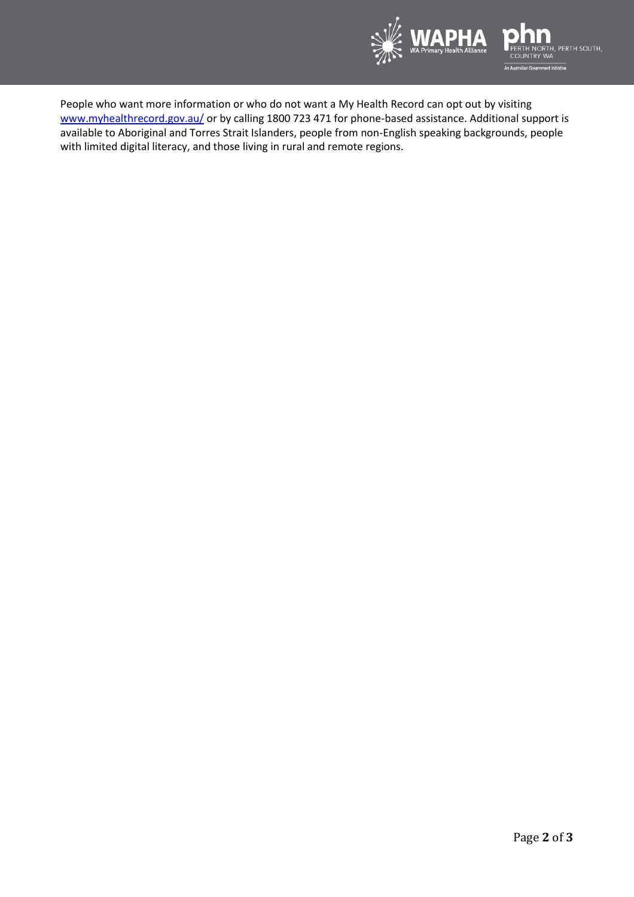People who want more information or who do not want a My Health Record can opt out by visiting [www.myhealthrecord.gov.au/](http://www.myhealthrecord.gov.au/) or by calling 1800 723 471 for phone-based assistance. Additional support is available to Aboriginal and Torres Strait Islanders, people from non-English speaking backgrounds, people with limited digital literacy, and those living in rural and remote regions.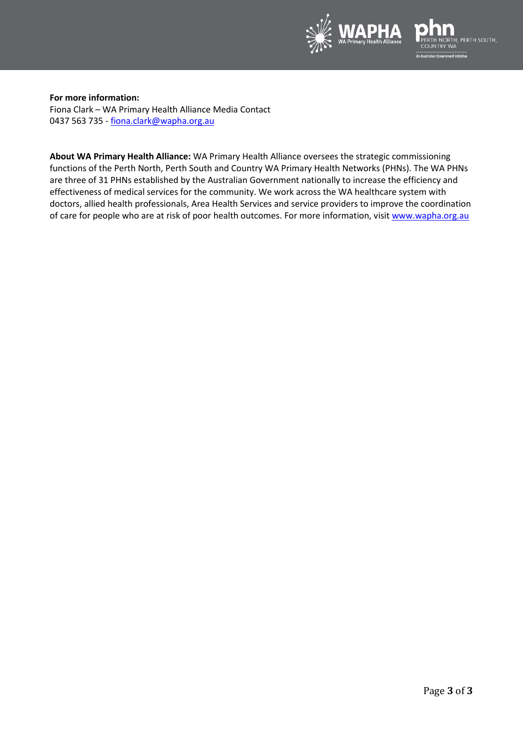**For more information:**
Fiona Clark – WA Primary Health Alliance Media Contact
0437 563 735 - fiona.clark@wapha.org.au

**About WA Primary Health Alliance:** WA Primary Health Alliance oversees the strategic commissioning functions of the Perth North, Perth South and Country WA Primary Health Networks (PHNs). The WA PHNs are three of 31 PHNs established by the Australian Government nationally to increase the efficiency and effectiveness of medical services for the community. We work across the WA healthcare system with doctors, allied health professionals, Area Health Services and service providers to improve the coordination of care for people who are at risk of poor health outcomes. For more information, visit www.wapha.org.au